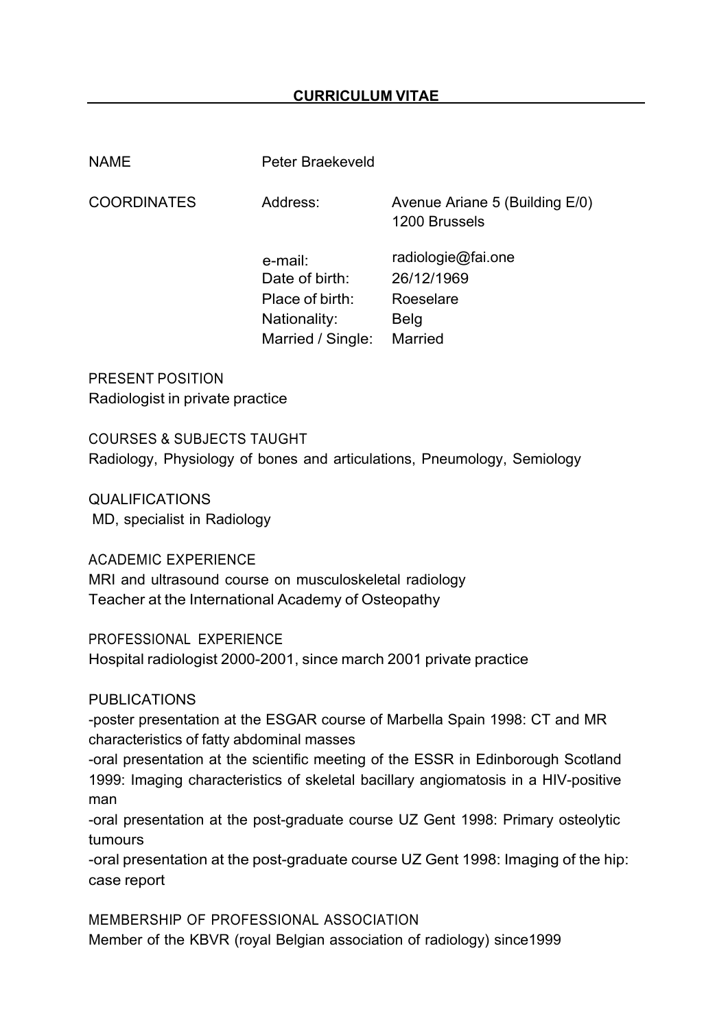# CURRICULUM VITAE

| | | |
|---|---|---|
| NAME | Peter Braekeveld | |
| COORDINATES | Address: | Avenue Ariane 5 (Building E/0)<br>1200 Brussels |
| | e-mail: | radiologie@fai.one |
| | Date of birth: | 26/12/1969 |
| | Place of birth: | Roeselare |
| | Nationality: | Belg |
| | Married / Single: | Married |

PRESENT POSITION
Radiologist in private practice

COURSES & SUBJECTS TAUGHT
Radiology, Physiology of bones and articulations, Pneumology, Semiology

QUALIFICATIONS
MD, specialist in Radiology

ACADEMIC EXPERIENCE
MRI and ultrasound course on musculoskeletal radiology
Teacher at the International Academy of Osteopathy

PROFESSIONAL EXPERIENCE
Hospital radiologist 2000-2001, since march 2001 private practice

PUBLICATIONS
-poster presentation at the ESGAR course of Marbella Spain 1998: CT and MR characteristics of fatty abdominal masses
-oral presentation at the scientific meeting of the ESSR in Edinborough Scotland 1999: Imaging characteristics of skeletal bacillary angiomatosis in a HIV-positive man
-oral presentation at the post-graduate course UZ Gent 1998: Primary osteolytic tumours
-oral presentation at the post-graduate course UZ Gent 1998: Imaging of the hip: case report

MEMBERSHIP OF PROFESSIONAL ASSOCIATION
Member of the KBVR (royal Belgian association of radiology) since1999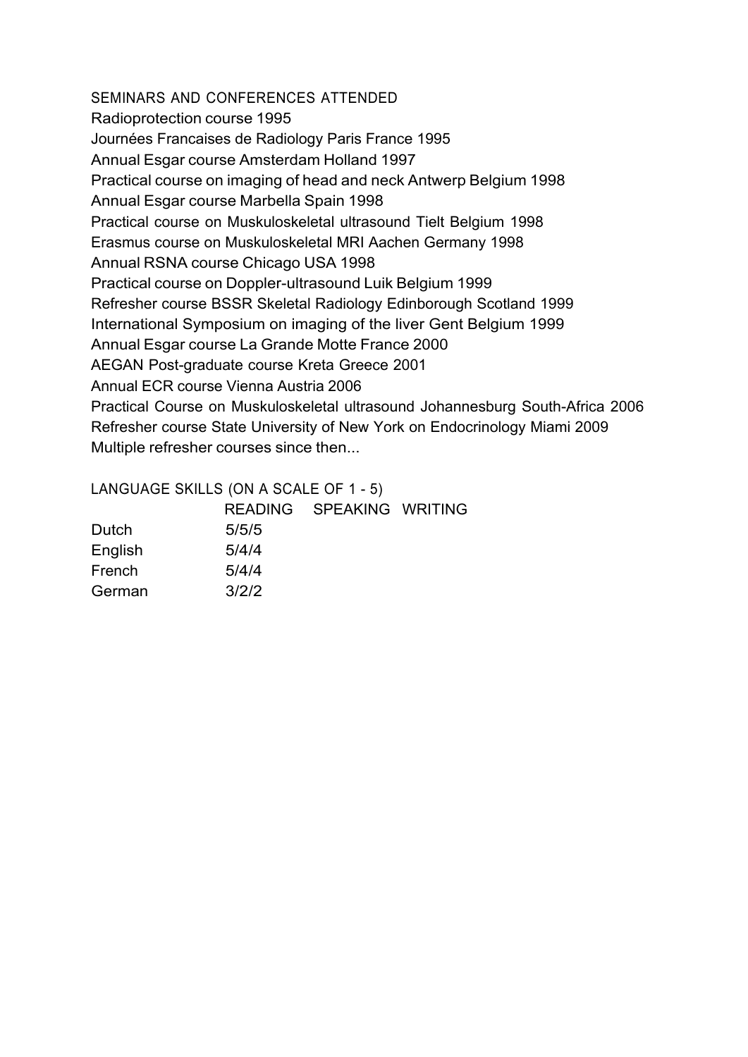## SEMINARS AND CONFERENCES ATTENDED

Radioprotection course 1995
Journées Francaises de Radiology Paris France 1995
Annual Esgar course Amsterdam Holland 1997
Practical course on imaging of head and neck Antwerp Belgium 1998
Annual Esgar course Marbella Spain 1998
Practical course on Muskuloskeletal ultrasound Tielt Belgium 1998
Erasmus course on Muskuloskeletal MRI Aachen Germany 1998
Annual RSNA course Chicago USA 1998
Practical course on Doppler-ultrasound Luik Belgium 1999
Refresher course BSSR Skeletal Radiology Edinborough Scotland 1999
International Symposium on imaging of the liver Gent Belgium 1999
Annual Esgar course La Grande Motte France 2000
AEGAN Post-graduate course Kreta Greece 2001
Annual ECR course Vienna Austria 2006
Practical Course on Muskuloskeletal ultrasound Johannesburg South-Africa 2006
Refresher course State University of New York on Endocrinology Miami 2009
Multiple refresher courses since then...

## LANGUAGE SKILLS (ON A SCALE OF 1 - 5)

| | READING SPEAKING WRITING |
|---|---|
| Dutch | 5/5/5 |
| English | 5/4/4 |
| French | 5/4/4 |
| German | 3/2/2 |